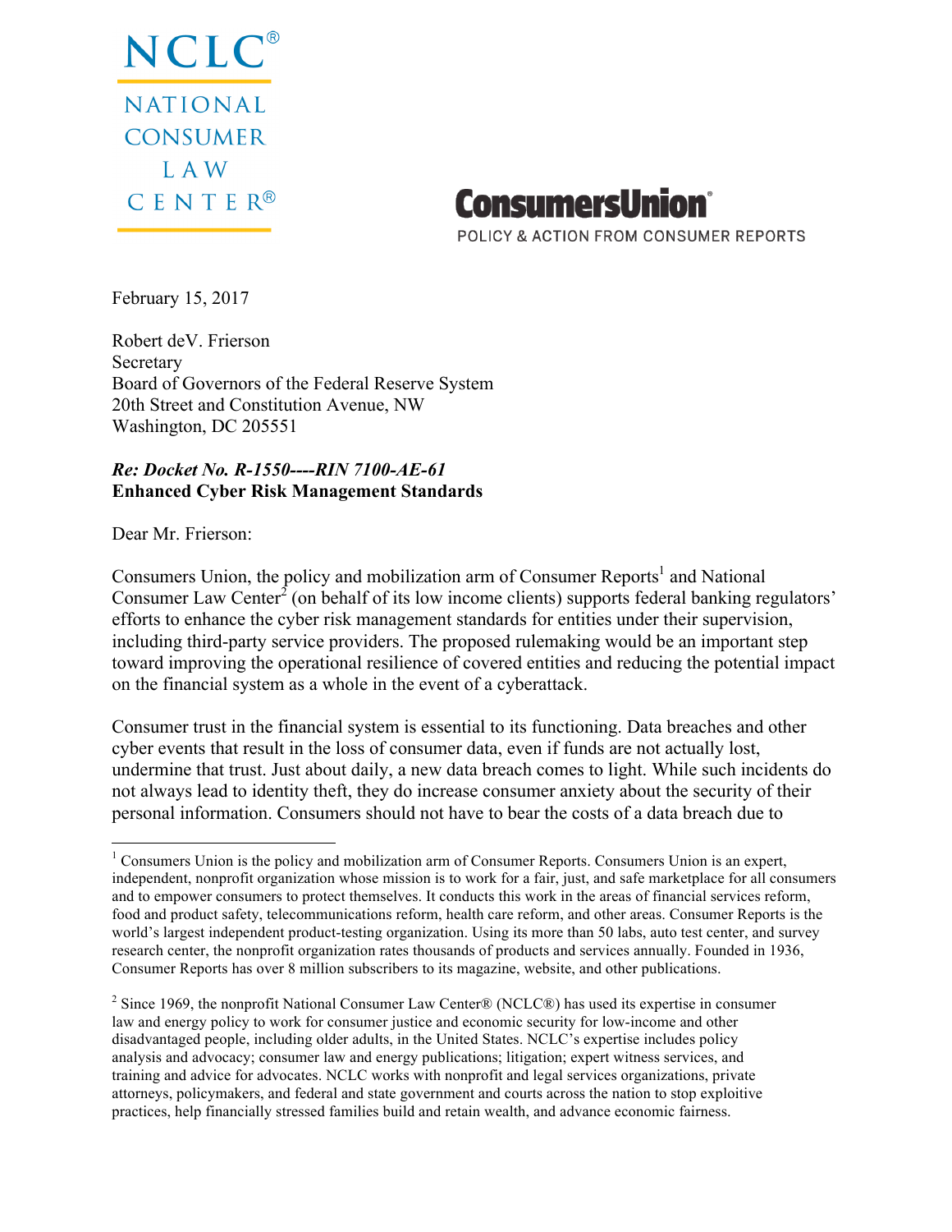NCLC®
NATIONAL
CONSUMER
LAW
CENTER®

ConsumersUnion®
POLICY & ACTION FROM CONSUMER REPORTS

February 15, 2017

Robert deV. Frierson
Secretary
Board of Governors of the Federal Reserve System
20th Street and Constitution Avenue, NW
Washington, DC 205551

***Re: Docket No. R-1550----RIN 7100-AE-61***
**Enhanced Cyber Risk Management Standards**

Dear Mr. Frierson:

Consumers Union, the policy and mobilization arm of Consumer Reports[1] and National Consumer Law Center[2] (on behalf of its low income clients) supports federal banking regulators' efforts to enhance the cyber risk management standards for entities under their supervision, including third-party service providers. The proposed rulemaking would be an important step toward improving the operational resilience of covered entities and reducing the potential impact on the financial system as a whole in the event of a cyberattack.

Consumer trust in the financial system is essential to its functioning. Data breaches and other cyber events that result in the loss of consumer data, even if funds are not actually lost, undermine that trust. Just about daily, a new data breach comes to light. While such incidents do not always lead to identity theft, they do increase consumer anxiety about the security of their personal information. Consumers should not have to bear the costs of a data breach due to

---

[1] Consumers Union is the policy and mobilization arm of Consumer Reports. Consumers Union is an expert, independent, nonprofit organization whose mission is to work for a fair, just, and safe marketplace for all consumers and to empower consumers to protect themselves. It conducts this work in the areas of financial services reform, food and product safety, telecommunications reform, health care reform, and other areas. Consumer Reports is the world's largest independent product-testing organization. Using its more than 50 labs, auto test center, and survey research center, the nonprofit organization rates thousands of products and services annually. Founded in 1936, Consumer Reports has over 8 million subscribers to its magazine, website, and other publications.

[2] Since 1969, the nonprofit National Consumer Law Center® (NCLC®) has used its expertise in consumer law and energy policy to work for consumer justice and economic security for low-income and other disadvantaged people, including older adults, in the United States. NCLC's expertise includes policy analysis and advocacy; consumer law and energy publications; litigation; expert witness services, and training and advice for advocates. NCLC works with nonprofit and legal services organizations, private attorneys, policymakers, and federal and state government and courts across the nation to stop exploitive practices, help financially stressed families build and retain wealth, and advance economic fairness.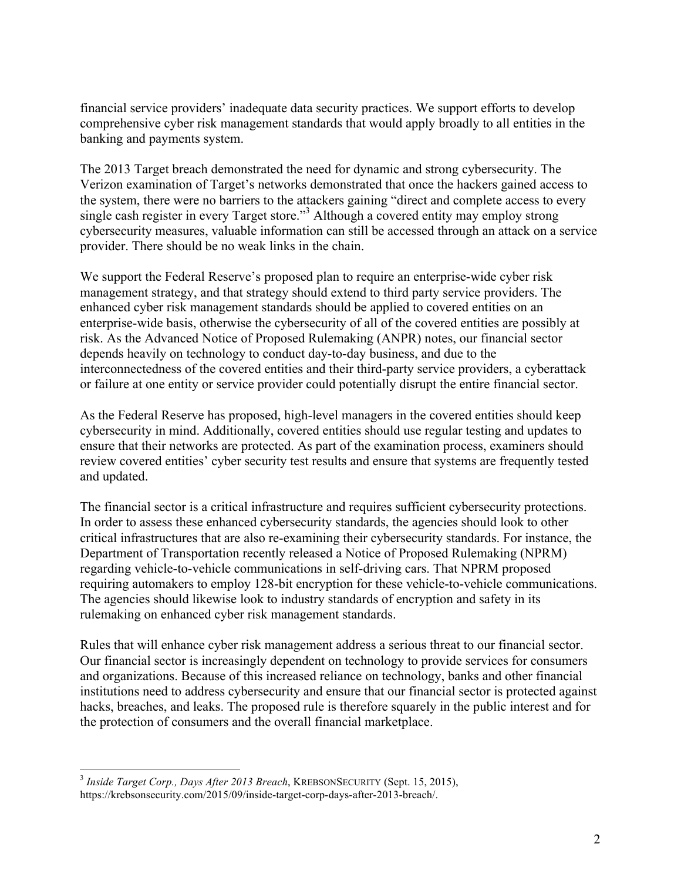financial service providers' inadequate data security practices. We support efforts to develop comprehensive cyber risk management standards that would apply broadly to all entities in the banking and payments system.

The 2013 Target breach demonstrated the need for dynamic and strong cybersecurity. The Verizon examination of Target's networks demonstrated that once the hackers gained access to the system, there were no barriers to the attackers gaining "direct and complete access to every single cash register in every Target store."[3] Although a covered entity may employ strong cybersecurity measures, valuable information can still be accessed through an attack on a service provider. There should be no weak links in the chain.

We support the Federal Reserve's proposed plan to require an enterprise-wide cyber risk management strategy, and that strategy should extend to third party service providers. The enhanced cyber risk management standards should be applied to covered entities on an enterprise-wide basis, otherwise the cybersecurity of all of the covered entities are possibly at risk. As the Advanced Notice of Proposed Rulemaking (ANPR) notes, our financial sector depends heavily on technology to conduct day-to-day business, and due to the interconnectedness of the covered entities and their third-party service providers, a cyberattack or failure at one entity or service provider could potentially disrupt the entire financial sector.

As the Federal Reserve has proposed, high-level managers in the covered entities should keep cybersecurity in mind. Additionally, covered entities should use regular testing and updates to ensure that their networks are protected. As part of the examination process, examiners should review covered entities' cyber security test results and ensure that systems are frequently tested and updated.

The financial sector is a critical infrastructure and requires sufficient cybersecurity protections. In order to assess these enhanced cybersecurity standards, the agencies should look to other critical infrastructures that are also re-examining their cybersecurity standards. For instance, the Department of Transportation recently released a Notice of Proposed Rulemaking (NPRM) regarding vehicle-to-vehicle communications in self-driving cars. That NPRM proposed requiring automakers to employ 128-bit encryption for these vehicle-to-vehicle communications. The agencies should likewise look to industry standards of encryption and safety in its rulemaking on enhanced cyber risk management standards.

Rules that will enhance cyber risk management address a serious threat to our financial sector. Our financial sector is increasingly dependent on technology to provide services for consumers and organizations. Because of this increased reliance on technology, banks and other financial institutions need to address cybersecurity and ensure that our financial sector is protected against hacks, breaches, and leaks. The proposed rule is therefore squarely in the public interest and for the protection of consumers and the overall financial marketplace.

---

[3] *Inside Target Corp., Days After 2013 Breach*, KREBSONSECURITY (Sept. 15, 2015), https://krebsonsecurity.com/2015/09/inside-target-corp-days-after-2013-breach/.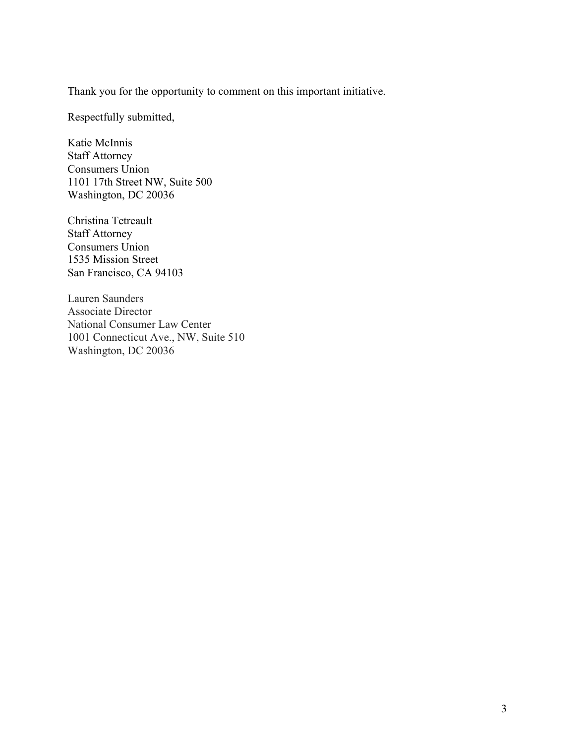Thank you for the opportunity to comment on this important initiative.

Respectfully submitted,

Katie McInnis  
Staff Attorney  
Consumers Union  
1101 17th Street NW, Suite 500  
Washington, DC 20036

Christina Tetreault  
Staff Attorney  
Consumers Union  
1535 Mission Street  
San Francisco, CA 94103

Lauren Saunders  
Associate Director  
National Consumer Law Center  
1001 Connecticut Ave., NW, Suite 510  
Washington, DC 20036